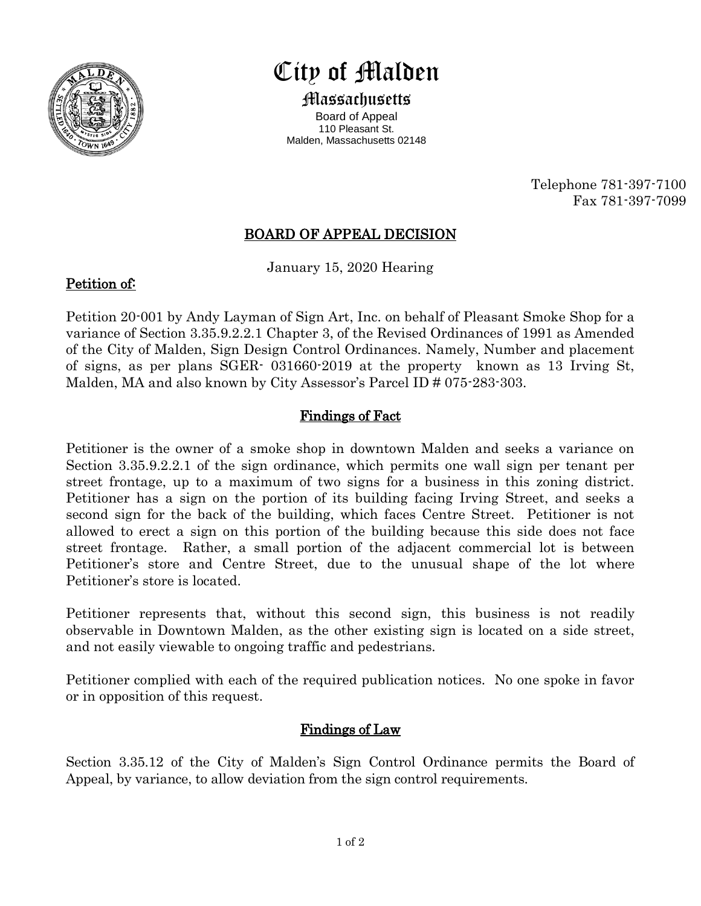# City of Malden

## Massachusetts

Board of Appeal
110 Pleasant St.
Malden, Massachusetts 02148

Telephone 781-397-7100
Fax 781-397-7099

## BOARD OF APPEAL DECISION

January 15, 2020 Hearing

### Petition of:

Petition 20-001 by Andy Layman of Sign Art, Inc. on behalf of Pleasant Smoke Shop for a variance of Section 3.35.9.2.2.1 Chapter 3, of the Revised Ordinances of 1991 as Amended of the City of Malden, Sign Design Control Ordinances. Namely, Number and placement of signs, as per plans SGER- 031660-2019 at the property known as 13 Irving St, Malden, MA and also known by City Assessor's Parcel ID # 075-283-303.

### Findings of Fact

Petitioner is the owner of a smoke shop in downtown Malden and seeks a variance on Section 3.35.9.2.2.1 of the sign ordinance, which permits one wall sign per tenant per street frontage, up to a maximum of two signs for a business in this zoning district. Petitioner has a sign on the portion of its building facing Irving Street, and seeks a second sign for the back of the building, which faces Centre Street. Petitioner is not allowed to erect a sign on this portion of the building because this side does not face street frontage. Rather, a small portion of the adjacent commercial lot is between Petitioner's store and Centre Street, due to the unusual shape of the lot where Petitioner's store is located.

Petitioner represents that, without this second sign, this business is not readily observable in Downtown Malden, as the other existing sign is located on a side street, and not easily viewable to ongoing traffic and pedestrians.

Petitioner complied with each of the required publication notices. No one spoke in favor or in opposition of this request.

### Findings of Law

Section 3.35.12 of the City of Malden's Sign Control Ordinance permits the Board of Appeal, by variance, to allow deviation from the sign control requirements.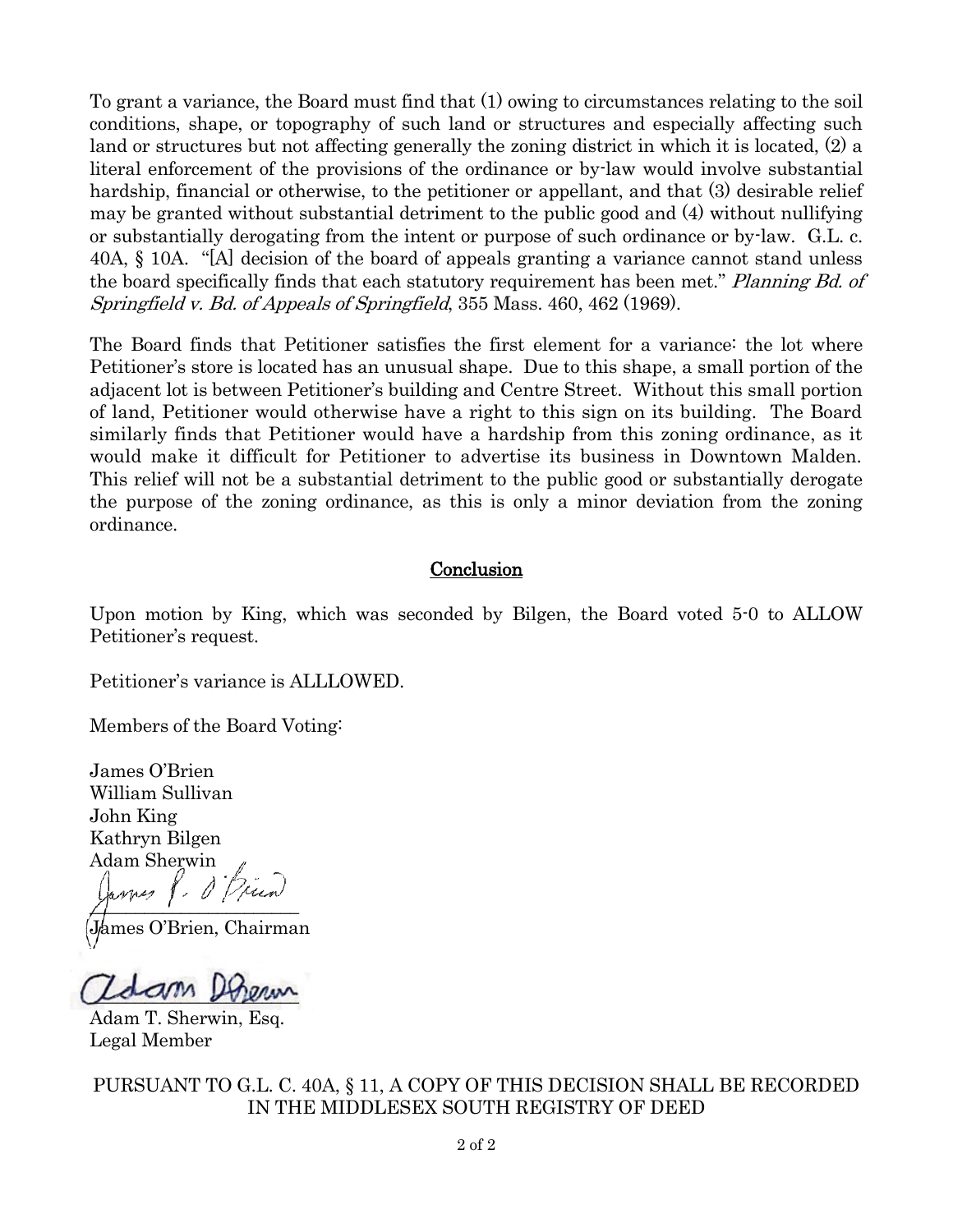To grant a variance, the Board must find that (1) owing to circumstances relating to the soil conditions, shape, or topography of such land or structures and especially affecting such land or structures but not affecting generally the zoning district in which it is located, (2) a literal enforcement of the provisions of the ordinance or by-law would involve substantial hardship, financial or otherwise, to the petitioner or appellant, and that (3) desirable relief may be granted without substantial detriment to the public good and (4) without nullifying or substantially derogating from the intent or purpose of such ordinance or by-law. G.L. c. 40A, § 10A. "[A] decision of the board of appeals granting a variance cannot stand unless the board specifically finds that each statutory requirement has been met." *Planning Bd. of Springfield v. Bd. of Appeals of Springfield*, 355 Mass. 460, 462 (1969).

The Board finds that Petitioner satisfies the first element for a variance: the lot where Petitioner's store is located has an unusual shape. Due to this shape, a small portion of the adjacent lot is between Petitioner's building and Centre Street. Without this small portion of land, Petitioner would otherwise have a right to this sign on its building. The Board similarly finds that Petitioner would have a hardship from this zoning ordinance, as it would make it difficult for Petitioner to advertise its business in Downtown Malden. This relief will not be a substantial detriment to the public good or substantially derogate the purpose of the zoning ordinance, as this is only a minor deviation from the zoning ordinance.

## Conclusion

Upon motion by King, which was seconded by Bilgen, the Board voted 5-0 to ALLOW Petitioner's request.

Petitioner's variance is ALLLOWED.

Members of the Board Voting:

James O'Brien
William Sullivan
John King
Kathryn Bilgen
Adam Sherwin

James P. O'Brien

James O'Brien, Chairman

Adam Sherwin

Adam T. Sherwin, Esq.
Legal Member

PURSUANT TO G.L. C. 40A, § 11, A COPY OF THIS DECISION SHALL BE RECORDED IN THE MIDDLESEX SOUTH REGISTRY OF DEED